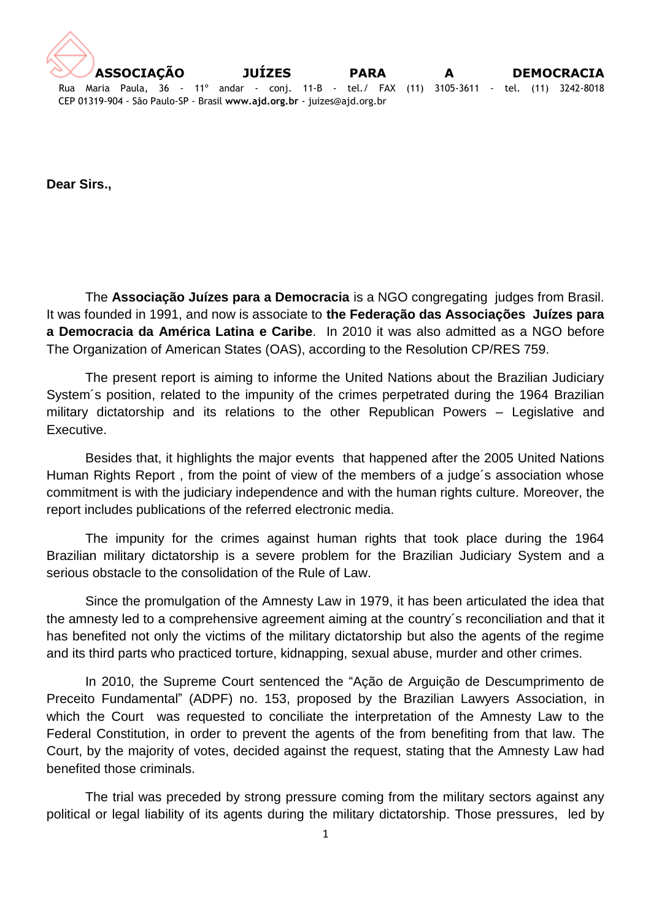**ASSOCIAÇÃO JUÍZES PARA A DEMOCRACIA**
Rua Maria Paula, 36 - 11º andar - conj. 11-B - tel./ FAX (11) 3105-3611 - tel. (11) 3242-8018
CEP 01319-904 - São Paulo-SP - Brasil **www.ajd.org.br** - juizes@ajd.org.br

**Dear Sirs.,**

The **Associação Juízes para a Democracia** is a NGO congregating judges from Brasil. It was founded in 1991, and now is associate to **the Federação das Associações Juízes para a Democracia da América Latina e Caribe**. In 2010 it was also admitted as a NGO before The Organization of American States (OAS), according to the Resolution CP/RES 759.

The present report is aiming to informe the United Nations about the Brazilian Judiciary System´s position, related to the impunity of the crimes perpetrated during the 1964 Brazilian military dictatorship and its relations to the other Republican Powers – Legislative and Executive.

Besides that, it highlights the major events that happened after the 2005 United Nations Human Rights Report , from the point of view of the members of a judge´s association whose commitment is with the judiciary independence and with the human rights culture. Moreover, the report includes publications of the referred electronic media.

The impunity for the crimes against human rights that took place during the 1964 Brazilian military dictatorship is a severe problem for the Brazilian Judiciary System and a serious obstacle to the consolidation of the Rule of Law.

Since the promulgation of the Amnesty Law in 1979, it has been articulated the idea that the amnesty led to a comprehensive agreement aiming at the country´s reconciliation and that it has benefited not only the victims of the military dictatorship but also the agents of the regime and its third parts who practiced torture, kidnapping, sexual abuse, murder and other crimes.

In 2010, the Supreme Court sentenced the "Ação de Arguição de Descumprimento de Preceito Fundamental" (ADPF) no. 153, proposed by the Brazilian Lawyers Association, in which the Court was requested to conciliate the interpretation of the Amnesty Law to the Federal Constitution, in order to prevent the agents of the from benefiting from that law. The Court, by the majority of votes, decided against the request, stating that the Amnesty Law had benefited those criminals.

The trial was preceded by strong pressure coming from the military sectors against any political or legal liability of its agents during the military dictatorship. Those pressures, led by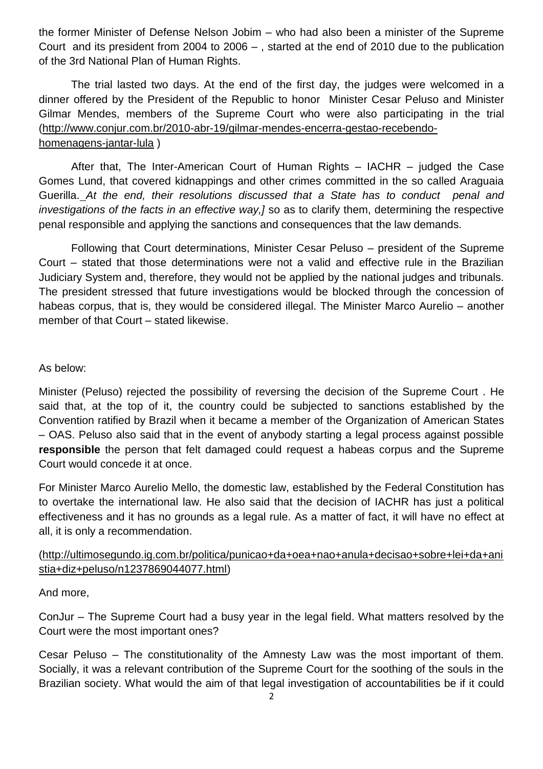the former Minister of Defense Nelson Jobim – who had also been a minister of the Supreme Court and its president from 2004 to 2006 – , started at the end of 2010 due to the publication of the 3rd National Plan of Human Rights.

The trial lasted two days. At the end of the first day, the judges were welcomed in a dinner offered by the President of the Republic to honor Minister Cesar Peluso and Minister Gilmar Mendes, members of the Supreme Court who were also participating in the trial (http://www.conjur.com.br/2010-abr-19/gilmar-mendes-encerra-gestao-recebendo-homenagens-jantar-lula )

After that, The Inter-American Court of Human Rights – IACHR – judged the Case Gomes Lund, that covered kidnappings and other crimes committed in the so called Araguaia Guerilla. *At the end, their resolutions discussed that a State has to conduct penal and investigations of the facts in an effective way,]* so as to clarify them, determining the respective penal responsible and applying the sanctions and consequences that the law demands.

Following that Court determinations, Minister Cesar Peluso – president of the Supreme Court – stated that those determinations were not a valid and effective rule in the Brazilian Judiciary System and, therefore, they would not be applied by the national judges and tribunals. The president stressed that future investigations would be blocked through the concession of habeas corpus, that is, they would be considered illegal. The Minister Marco Aurelio – another member of that Court – stated likewise.

As below:

Minister (Peluso) rejected the possibility of reversing the decision of the Supreme Court . He said that, at the top of it, the country could be subjected to sanctions established by the Convention ratified by Brazil when it became a member of the Organization of American States – OAS. Peluso also said that in the event of anybody starting a legal process against possible **responsible** the person that felt damaged could request a habeas corpus and the Supreme Court would concede it at once.

For Minister Marco Aurelio Mello, the domestic law, established by the Federal Constitution has to overtake the international law. He also said that the decision of IACHR has just a political effectiveness and it has no grounds as a legal rule. As a matter of fact, it will have no effect at all, it is only a recommendation.

(http://ultimosegundo.ig.com.br/politica/punicao+da+oea+nao+anula+decisao+sobre+lei+da+anistia+diz+peluso/n1237869044077.html)

And more,

ConJur – The Supreme Court had a busy year in the legal field. What matters resolved by the Court were the most important ones?

Cesar Peluso – The constitutionality of the Amnesty Law was the most important of them. Socially, it was a relevant contribution of the Supreme Court for the soothing of the souls in the Brazilian society. What would the aim of that legal investigation of accountabilities be if it could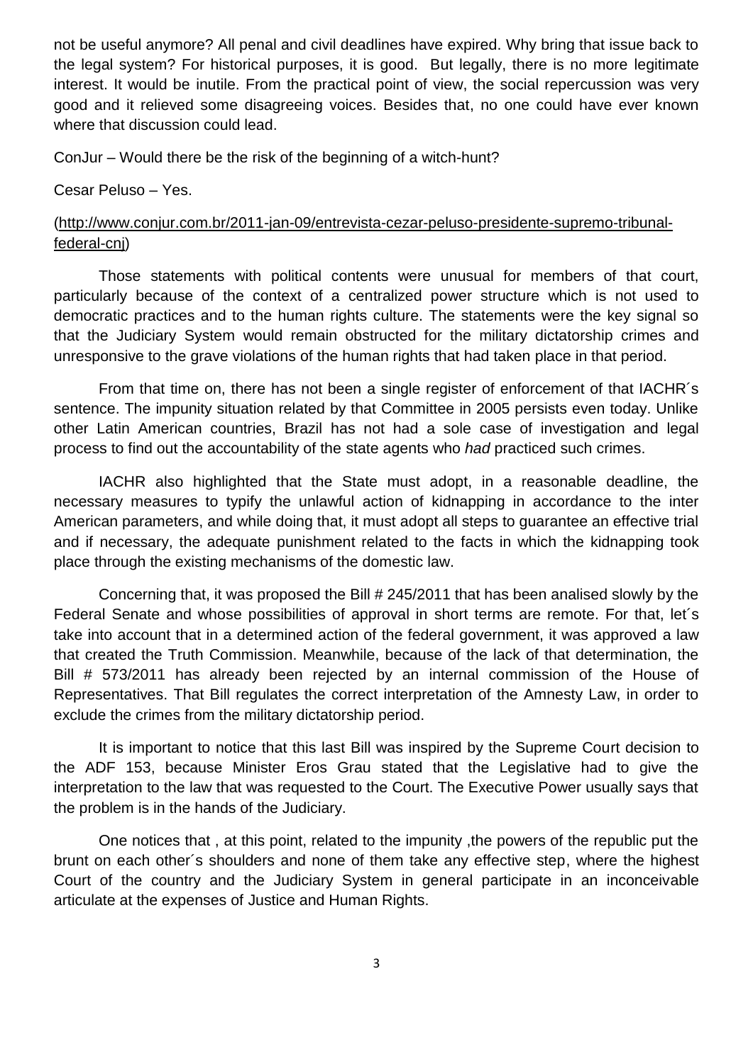not be useful anymore? All penal and civil deadlines have expired. Why bring that issue back to the legal system? For historical purposes, it is good. But legally, there is no more legitimate interest. It would be inutile. From the practical point of view, the social repercussion was very good and it relieved some disagreeing voices. Besides that, no one could have ever known where that discussion could lead.

ConJur – Would there be the risk of the beginning of a witch-hunt?

Cesar Peluso – Yes.

(http://www.conjur.com.br/2011-jan-09/entrevista-cezar-peluso-presidente-supremo-tribunal-federal-cnj)

Those statements with political contents were unusual for members of that court, particularly because of the context of a centralized power structure which is not used to democratic practices and to the human rights culture. The statements were the key signal so that the Judiciary System would remain obstructed for the military dictatorship crimes and unresponsive to the grave violations of the human rights that had taken place in that period.

From that time on, there has not been a single register of enforcement of that IACHR´s sentence. The impunity situation related by that Committee in 2005 persists even today. Unlike other Latin American countries, Brazil has not had a sole case of investigation and legal process to find out the accountability of the state agents who *had* practiced such crimes.

IACHR also highlighted that the State must adopt, in a reasonable deadline, the necessary measures to typify the unlawful action of kidnapping in accordance to the inter American parameters, and while doing that, it must adopt all steps to guarantee an effective trial and if necessary, the adequate punishment related to the facts in which the kidnapping took place through the existing mechanisms of the domestic law.

Concerning that, it was proposed the Bill # 245/2011 that has been analised slowly by the Federal Senate and whose possibilities of approval in short terms are remote. For that, let´s take into account that in a determined action of the federal government, it was approved a law that created the Truth Commission. Meanwhile, because of the lack of that determination, the Bill # 573/2011 has already been rejected by an internal commission of the House of Representatives. That Bill regulates the correct interpretation of the Amnesty Law, in order to exclude the crimes from the military dictatorship period.

It is important to notice that this last Bill was inspired by the Supreme Court decision to the ADF 153, because Minister Eros Grau stated that the Legislative had to give the interpretation to the law that was requested to the Court. The Executive Power usually says that the problem is in the hands of the Judiciary.

One notices that , at this point, related to the impunity ,the powers of the republic put the brunt on each other´s shoulders and none of them take any effective step, where the highest Court of the country and the Judiciary System in general participate in an inconceivable articulate at the expenses of Justice and Human Rights.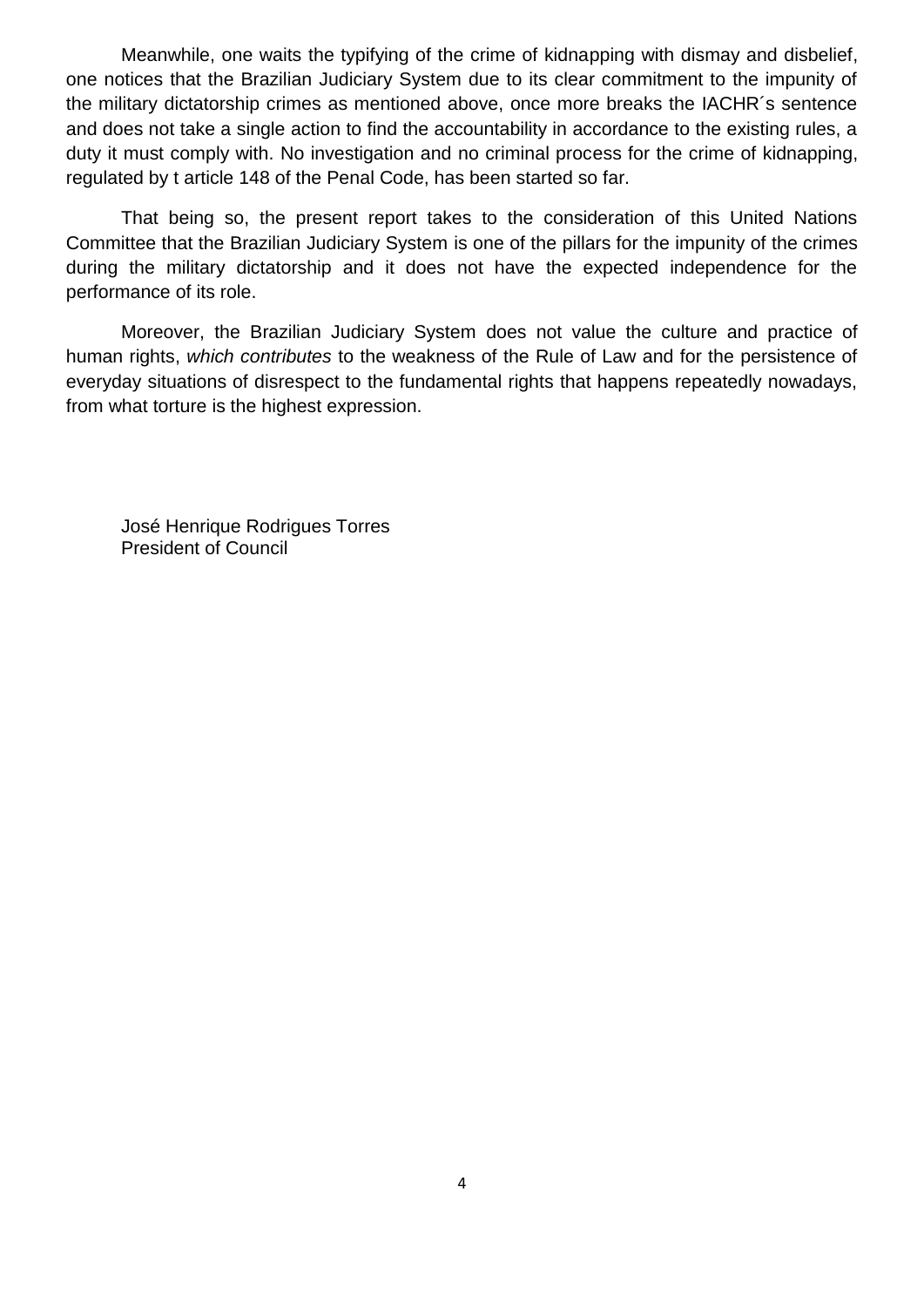Meanwhile, one waits the typifying of the crime of kidnapping with dismay and disbelief, one notices that the Brazilian Judiciary System due to its clear commitment to the impunity of the military dictatorship crimes as mentioned above, once more breaks the IACHR´s sentence and does not take a single action to find the accountability in accordance to the existing rules, a duty it must comply with. No investigation and no criminal process for the crime of kidnapping, regulated by t article 148 of the Penal Code, has been started so far.

That being so, the present report takes to the consideration of this United Nations Committee that the Brazilian Judiciary System is one of the pillars for the impunity of the crimes during the military dictatorship and it does not have the expected independence for the performance of its role.

Moreover, the Brazilian Judiciary System does not value the culture and practice of human rights, *which contributes* to the weakness of the Rule of Law and for the persistence of everyday situations of disrespect to the fundamental rights that happens repeatedly nowadays, from what torture is the highest expression.

José Henrique Rodrigues Torres
President of Council